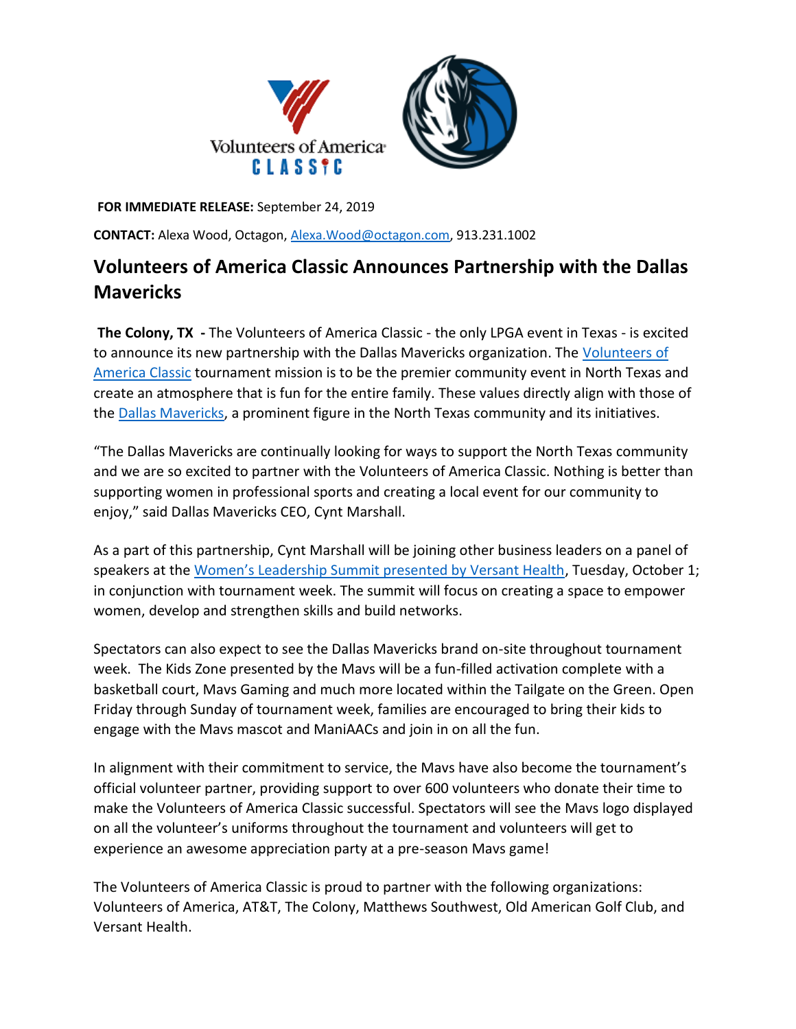**FOR IMMEDIATE RELEASE:** September 24, 2019

**CONTACT:** Alexa Wood, Octagon, Alexa.Wood@octagon.com, 913.231.1002

# Volunteers of America Classic Announces Partnership with the Dallas Mavericks

**The Colony, TX -** The Volunteers of America Classic - the only LPGA event in Texas - is excited to announce its new partnership with the Dallas Mavericks organization. The Volunteers of America Classic tournament mission is to be the premier community event in North Texas and create an atmosphere that is fun for the entire family. These values directly align with those of the Dallas Mavericks, a prominent figure in the North Texas community and its initiatives.

"The Dallas Mavericks are continually looking for ways to support the North Texas community and we are so excited to partner with the Volunteers of America Classic. Nothing is better than supporting women in professional sports and creating a local event for our community to enjoy," said Dallas Mavericks CEO, Cynt Marshall.

As a part of this partnership, Cynt Marshall will be joining other business leaders on a panel of speakers at the Women's Leadership Summit presented by Versant Health, Tuesday, October 1; in conjunction with tournament week. The summit will focus on creating a space to empower women, develop and strengthen skills and build networks.

Spectators can also expect to see the Dallas Mavericks brand on-site throughout tournament week. The Kids Zone presented by the Mavs will be a fun-filled activation complete with a basketball court, Mavs Gaming and much more located within the Tailgate on the Green. Open Friday through Sunday of tournament week, families are encouraged to bring their kids to engage with the Mavs mascot and ManiAACs and join in on all the fun.

In alignment with their commitment to service, the Mavs have also become the tournament's official volunteer partner, providing support to over 600 volunteers who donate their time to make the Volunteers of America Classic successful. Spectators will see the Mavs logo displayed on all the volunteer's uniforms throughout the tournament and volunteers will get to experience an awesome appreciation party at a pre-season Mavs game!

The Volunteers of America Classic is proud to partner with the following organizations: Volunteers of America, AT&T, The Colony, Matthews Southwest, Old American Golf Club, and Versant Health.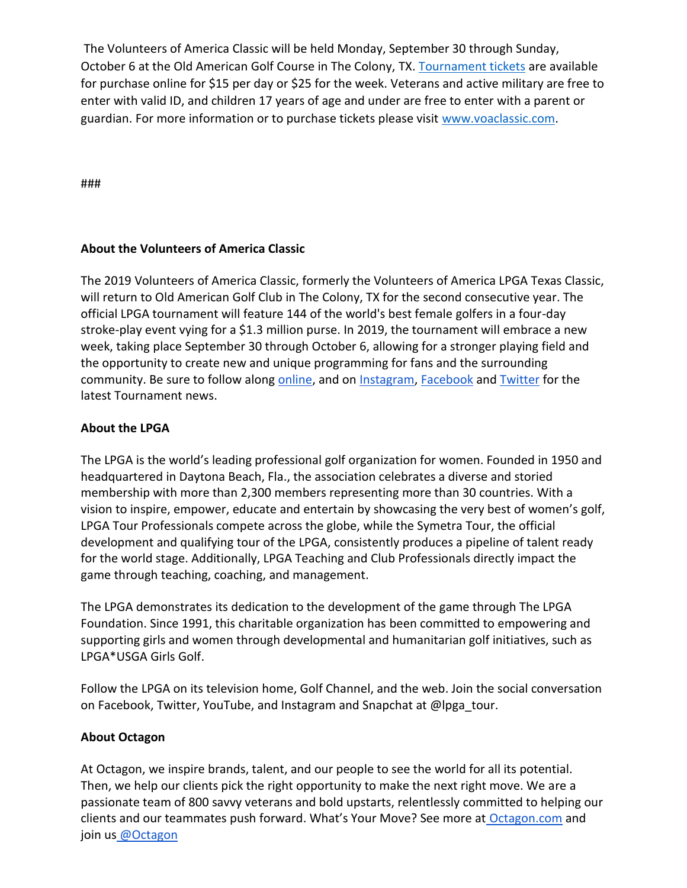The Volunteers of America Classic will be held Monday, September 30 through Sunday, October 6 at the Old American Golf Course in The Colony, TX. Tournament tickets are available for purchase online for $15 per day or $25 for the week. Veterans and active military are free to enter with valid ID, and children 17 years of age and under are free to enter with a parent or guardian. For more information or to purchase tickets please visit www.voaclassic.com.

###

**About the Volunteers of America Classic**

The 2019 Volunteers of America Classic, formerly the Volunteers of America LPGA Texas Classic, will return to Old American Golf Club in The Colony, TX for the second consecutive year. The official LPGA tournament will feature 144 of the world's best female golfers in a four-day stroke-play event vying for a $1.3 million purse. In 2019, the tournament will embrace a new week, taking place September 30 through October 6, allowing for a stronger playing field and the opportunity to create new and unique programming for fans and the surrounding community. Be sure to follow along online, and on Instagram, Facebook and Twitter for the latest Tournament news.

**About the LPGA**

The LPGA is the world's leading professional golf organization for women. Founded in 1950 and headquartered in Daytona Beach, Fla., the association celebrates a diverse and storied membership with more than 2,300 members representing more than 30 countries. With a vision to inspire, empower, educate and entertain by showcasing the very best of women's golf, LPGA Tour Professionals compete across the globe, while the Symetra Tour, the official development and qualifying tour of the LPGA, consistently produces a pipeline of talent ready for the world stage. Additionally, LPGA Teaching and Club Professionals directly impact the game through teaching, coaching, and management.

The LPGA demonstrates its dedication to the development of the game through The LPGA Foundation. Since 1991, this charitable organization has been committed to empowering and supporting girls and women through developmental and humanitarian golf initiatives, such as LPGA*USGA Girls Golf.

Follow the LPGA on its television home, Golf Channel, and the web. Join the social conversation on Facebook, Twitter, YouTube, and Instagram and Snapchat at @lpga_tour.

**About Octagon**

At Octagon, we inspire brands, talent, and our people to see the world for all its potential. Then, we help our clients pick the right opportunity to make the next right move. We are a passionate team of 800 savvy veterans and bold upstarts, relentlessly committed to helping our clients and our teammates push forward. What's Your Move? See more at Octagon.com and join us @Octagon